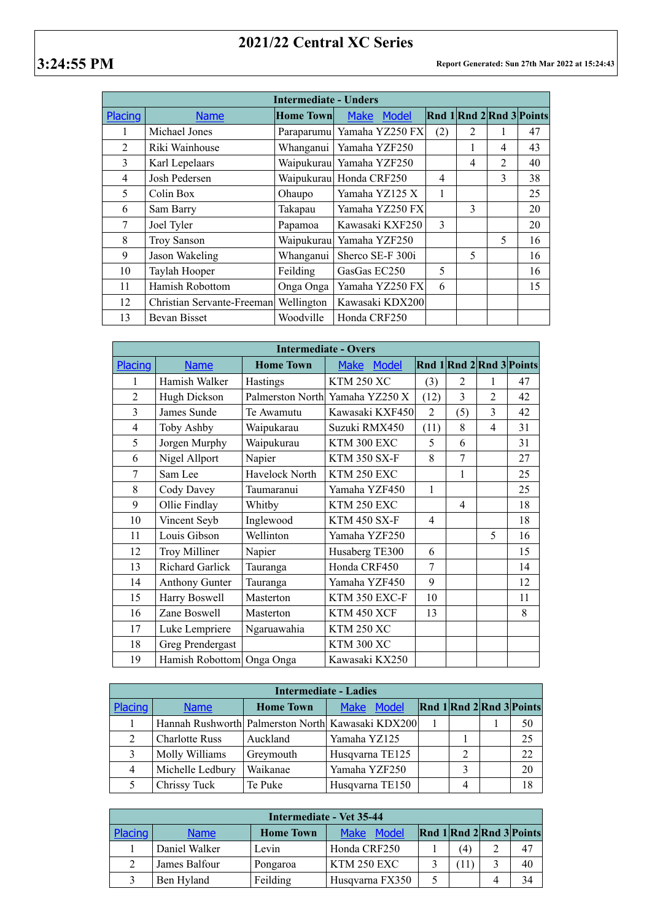# 2021/22 Central XC Series

**3:24:55 PM**

**Report Generated: Sun 27th Mar 2022 at 15:24:43**

| Intermediate - Unders | | | | | | | |
|---|---|---|---|---|---|---|---|
| Placing | Name | Home Town | Make Model | Rnd 1 | Rnd 2 | Rnd 3 | Points |
| 1 | Michael Jones | Paraparumu | Yamaha YZ250 FX | (2) | 2 | 1 | 47 |
| 2 | Riki Wainhouse | Whanganui | Yamaha YZF250 | | 1 | 4 | 43 |
| 3 | Karl Lepelaars | Waipukurau | Yamaha YZF250 | | 4 | 2 | 40 |
| 4 | Josh Pedersen | Waipukurau | Honda CRF250 | 4 | | 3 | 38 |
| 5 | Colin Box | Ohaupo | Yamaha YZ125 X | 1 | | | 25 |
| 6 | Sam Barry | Takapau | Yamaha YZ250 FX | | 3 | | 20 |
| 7 | Joel Tyler | Papamoa | Kawasaki KXF250 | 3 | | | 20 |
| 8 | Troy Sanson | Waipukurau | Yamaha YZF250 | | | 5 | 16 |
| 9 | Jason Wakeling | Whanganui | Sherco SE-F 300i | | 5 | | 16 |
| 10 | Taylah Hooper | Feilding | GasGas EC250 | 5 | | | 16 |
| 11 | Hamish Robottom | Onga Onga | Yamaha YZ250 FX | 6 | | | 15 |
| 12 | Christian Servante-Freeman | Wellington | Kawasaki KDX200 | | | | |
| 13 | Bevan Bisset | Woodville | Honda CRF250 | | | | |

| Intermediate - Overs | | | | | | | |
|---|---|---|---|---|---|---|---|
| Placing | Name | Home Town | Make Model | Rnd 1 | Rnd 2 | Rnd 3 | Points |
| 1 | Hamish Walker | Hastings | KTM 250 XC | (3) | 2 | 1 | 47 |
| 2 | Hugh Dickson | Palmerston North | Yamaha YZ250 X | (12) | 3 | 2 | 42 |
| 3 | James Sunde | Te Awamutu | Kawasaki KXF450 | 2 | (5) | 3 | 42 |
| 4 | Toby Ashby | Waipukarau | Suzuki RMX450 | (11) | 8 | 4 | 31 |
| 5 | Jorgen Murphy | Waipukurau | KTM 300 EXC | 5 | 6 | | 31 |
| 6 | Nigel Allport | Napier | KTM 350 SX-F | 8 | 7 | | 27 |
| 7 | Sam Lee | Havelock North | KTM 250 EXC | | 1 | | 25 |
| 8 | Cody Davey | Taumaranui | Yamaha YZF450 | 1 | | | 25 |
| 9 | Ollie Findlay | Whitby | KTM 250 EXC | | 4 | | 18 |
| 10 | Vincent Seyb | Inglewood | KTM 450 SX-F | 4 | | | 18 |
| 11 | Louis Gibson | Wellinton | Yamaha YZF250 | | | 5 | 16 |
| 12 | Troy Milliner | Napier | Husaberg TE300 | 6 | | | 15 |
| 13 | Richard Garlick | Tauranga | Honda CRF450 | 7 | | | 14 |
| 14 | Anthony Gunter | Tauranga | Yamaha YZF450 | 9 | | | 12 |
| 15 | Harry Boswell | Masterton | KTM 350 EXC-F | 10 | | | 11 |
| 16 | Zane Boswell | Masterton | KTM 450 XCF | 13 | | | 8 |
| 17 | Luke Lempriere | Ngaruawahia | KTM 250 XC | | | | |
| 18 | Greg Prendergast | | KTM 300 XC | | | | |
| 19 | Hamish Robottom | Onga Onga | Kawasaki KX250 | | | | |

| Intermediate - Ladies | | | | | | | |
|---|---|---|---|---|---|---|---|
| Placing | Name | Home Town | Make Model | Rnd 1 | Rnd 2 | Rnd 3 | Points |
| 1 | Hannah Rushworth | Palmerston North | Kawasaki KDX200 | 1 | | 1 | 50 |
| 2 | Charlotte Russ | Auckland | Yamaha YZ125 | | 1 | | 25 |
| 3 | Molly Williams | Greymouth | Husqvarna TE125 | | 2 | | 22 |
| 4 | Michelle Ledbury | Waikanae | Yamaha YZF250 | | 3 | | 20 |
| 5 | Chrissy Tuck | Te Puke | Husqvarna TE150 | | 4 | | 18 |

| Intermediate - Vet 35-44 | | | | | | | |
|---|---|---|---|---|---|---|---|
| Placing | Name | Home Town | Make Model | Rnd 1 | Rnd 2 | Rnd 3 | Points |
| 1 | Daniel Walker | Levin | Honda CRF250 | 1 | (4) | 2 | 47 |
| 2 | James Balfour | Pongaroa | KTM 250 EXC | 3 | (11) | 3 | 40 |
| 3 | Ben Hyland | Feilding | Husqvarna FX350 | 5 | | 4 | 34 |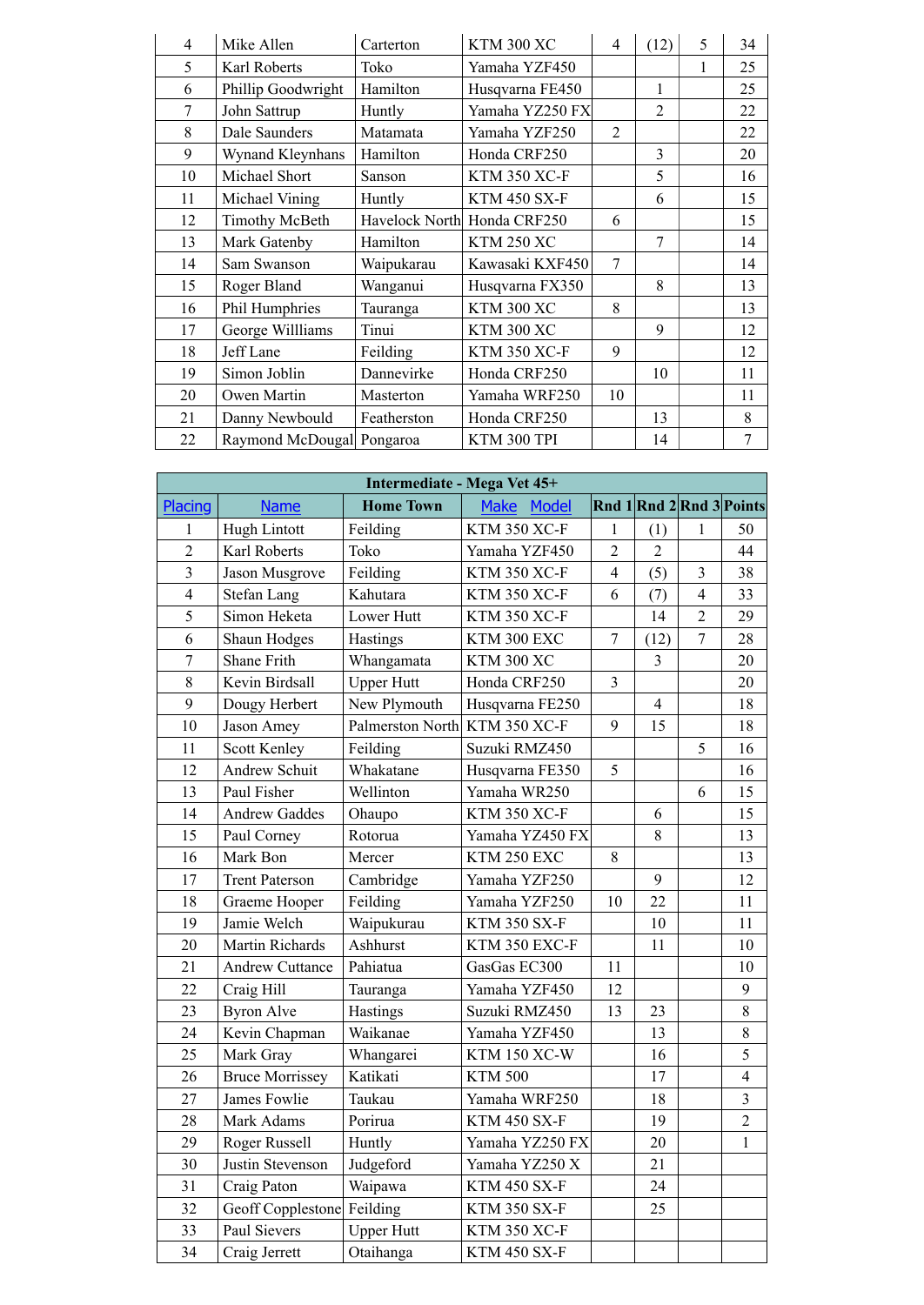| | | | | | | | |
|---|---|---|---|---|---|---|---|
| 4 | Mike Allen | Carterton | KTM 300 XC | 4 | (12) | 5 | 34 |
| 5 | Karl Roberts | Toko | Yamaha YZF450 | | | 1 | 25 |
| 6 | Phillip Goodwright | Hamilton | Husqvarna FE450 | | 1 | | 25 |
| 7 | John Sattrup | Huntly | Yamaha YZ250 FX | | 2 | | 22 |
| 8 | Dale Saunders | Matamata | Yamaha YZF250 | 2 | | | 22 |
| 9 | Wynand Kleynhans | Hamilton | Honda CRF250 | | 3 | | 20 |
| 10 | Michael Short | Sanson | KTM 350 XC-F | | 5 | | 16 |
| 11 | Michael Vining | Huntly | KTM 450 SX-F | | 6 | | 15 |
| 12 | Timothy McBeth | Havelock North | Honda CRF250 | 6 | | | 15 |
| 13 | Mark Gatenby | Hamilton | KTM 250 XC | | 7 | | 14 |
| 14 | Sam Swanson | Waipukarau | Kawasaki KXF450 | 7 | | | 14 |
| 15 | Roger Bland | Wanganui | Husqvarna FX350 | | 8 | | 13 |
| 16 | Phil Humphries | Tauranga | KTM 300 XC | 8 | | | 13 |
| 17 | George Willliams | Tinui | KTM 300 XC | | 9 | | 12 |
| 18 | Jeff Lane | Feilding | KTM 350 XC-F | 9 | | | 12 |
| 19 | Simon Joblin | Dannevirke | Honda CRF250 | | 10 | | 11 |
| 20 | Owen Martin | Masterton | Yamaha WRF250 | 10 | | | 11 |
| 21 | Danny Newbould | Featherston | Honda CRF250 | | 13 | | 8 |
| 22 | Raymond McDougal | Pongaroa | KTM 300 TPI | | 14 | | 7 |

| Intermediate - Mega Vet 45+ | | | | | | | |
|---|---|---|---|---|---|---|---|
| Placing | Name | Home Town | Make Model | Rnd 1 | Rnd 2 | Rnd 3 | Points |
| 1 | Hugh Lintott | Feilding | KTM 350 XC-F | 1 | (1) | 1 | 50 |
| 2 | Karl Roberts | Toko | Yamaha YZF450 | 2 | 2 | | 44 |
| 3 | Jason Musgrove | Feilding | KTM 350 XC-F | 4 | (5) | 3 | 38 |
| 4 | Stefan Lang | Kahutara | KTM 350 XC-F | 6 | (7) | 4 | 33 |
| 5 | Simon Heketa | Lower Hutt | KTM 350 XC-F | | 14 | 2 | 29 |
| 6 | Shaun Hodges | Hastings | KTM 300 EXC | 7 | (12) | 7 | 28 |
| 7 | Shane Frith | Whangamata | KTM 300 XC | | 3 | | 20 |
| 8 | Kevin Birdsall | Upper Hutt | Honda CRF250 | 3 | | | 20 |
| 9 | Dougy Herbert | New Plymouth | Husqvarna FE250 | | 4 | | 18 |
| 10 | Jason Amey | Palmerston North | KTM 350 XC-F | 9 | 15 | | 18 |
| 11 | Scott Kenley | Feilding | Suzuki RMZ450 | | | 5 | 16 |
| 12 | Andrew Schuit | Whakatane | Husqvarna FE350 | 5 | | | 16 |
| 13 | Paul Fisher | Wellinton | Yamaha WR250 | | | 6 | 15 |
| 14 | Andrew Gaddes | Ohaupo | KTM 350 XC-F | | 6 | | 15 |
| 15 | Paul Corney | Rotorua | Yamaha YZ450 FX | | 8 | | 13 |
| 16 | Mark Bon | Mercer | KTM 250 EXC | 8 | | | 13 |
| 17 | Trent Paterson | Cambridge | Yamaha YZF250 | | 9 | | 12 |
| 18 | Graeme Hooper | Feilding | Yamaha YZF250 | 10 | 22 | | 11 |
| 19 | Jamie Welch | Waipukurau | KTM 350 SX-F | | 10 | | 11 |
| 20 | Martin Richards | Ashhurst | KTM 350 EXC-F | | 11 | | 10 |
| 21 | Andrew Cuttance | Pahiatua | GasGas EC300 | 11 | | | 10 |
| 22 | Craig Hill | Tauranga | Yamaha YZF450 | 12 | | | 9 |
| 23 | Byron Alve | Hastings | Suzuki RMZ450 | 13 | 23 | | 8 |
| 24 | Kevin Chapman | Waikanae | Yamaha YZF450 | | 13 | | 8 |
| 25 | Mark Gray | Whangarei | KTM 150 XC-W | | 16 | | 5 |
| 26 | Bruce Morrissey | Katikati | KTM 500 | | 17 | | 4 |
| 27 | James Fowlie | Taukau | Yamaha WRF250 | | 18 | | 3 |
| 28 | Mark Adams | Porirua | KTM 450 SX-F | | 19 | | 2 |
| 29 | Roger Russell | Huntly | Yamaha YZ250 FX | | 20 | | 1 |
| 30 | Justin Stevenson | Judgeford | Yamaha YZ250 X | | 21 | | |
| 31 | Craig Paton | Waipawa | KTM 450 SX-F | | 24 | | |
| 32 | Geoff Copplestone | Feilding | KTM 350 SX-F | | 25 | | |
| 33 | Paul Sievers | Upper Hutt | KTM 350 XC-F | | | | |
| 34 | Craig Jerrett | Otaihanga | KTM 450 SX-F | | | | |